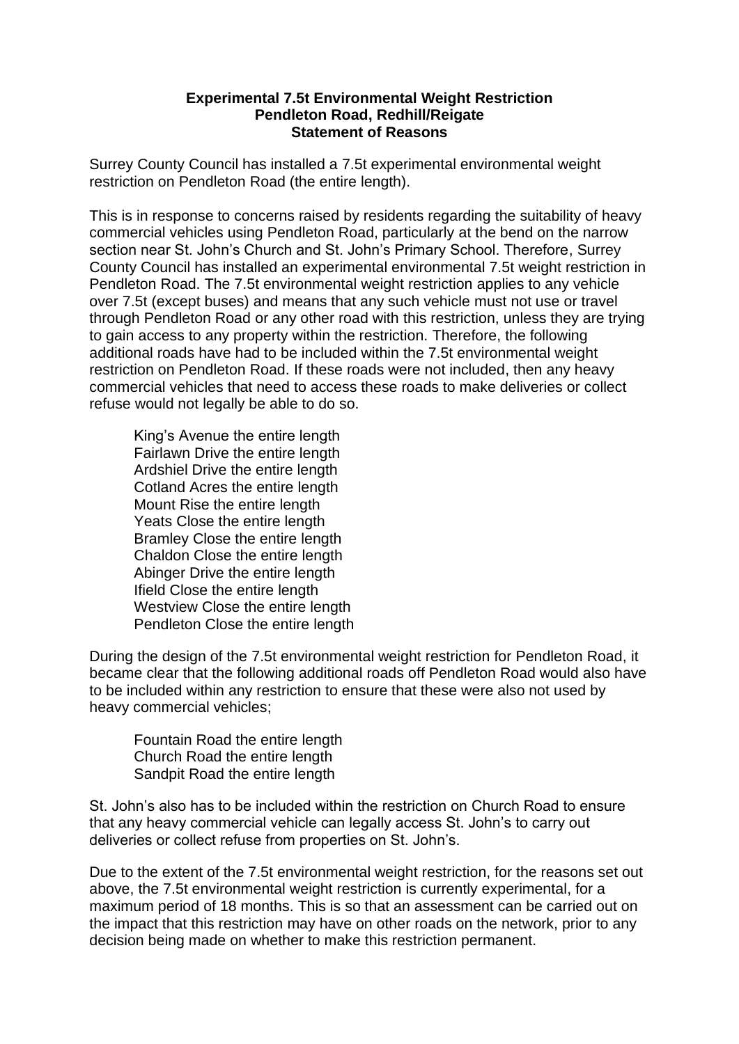**Experimental 7.5t Environmental Weight Restriction**
**Pendleton Road, Redhill/Reigate**
**Statement of Reasons**

Surrey County Council has installed a 7.5t experimental environmental weight restriction on Pendleton Road (the entire length).

This is in response to concerns raised by residents regarding the suitability of heavy commercial vehicles using Pendleton Road, particularly at the bend on the narrow section near St. John's Church and St. John's Primary School. Therefore, Surrey County Council has installed an experimental environmental 7.5t weight restriction in Pendleton Road. The 7.5t environmental weight restriction applies to any vehicle over 7.5t (except buses) and means that any such vehicle must not use or travel through Pendleton Road or any other road with this restriction, unless they are trying to gain access to any property within the restriction. Therefore, the following additional roads have had to be included within the 7.5t environmental weight restriction on Pendleton Road. If these roads were not included, then any heavy commercial vehicles that need to access these roads to make deliveries or collect refuse would not legally be able to do so.

King's Avenue the entire length
Fairlawn Drive the entire length
Ardshiel Drive the entire length
Cotland Acres the entire length
Mount Rise the entire length
Yeats Close the entire length
Bramley Close the entire length
Chaldon Close the entire length
Abinger Drive the entire length
Ifield Close the entire length
Westview Close the entire length
Pendleton Close the entire length

During the design of the 7.5t environmental weight restriction for Pendleton Road, it became clear that the following additional roads off Pendleton Road would also have to be included within any restriction to ensure that these were also not used by heavy commercial vehicles;

Fountain Road the entire length
Church Road the entire length
Sandpit Road the entire length

St. John's also has to be included within the restriction on Church Road to ensure that any heavy commercial vehicle can legally access St. John's to carry out deliveries or collect refuse from properties on St. John's.

Due to the extent of the 7.5t environmental weight restriction, for the reasons set out above, the 7.5t environmental weight restriction is currently experimental, for a maximum period of 18 months. This is so that an assessment can be carried out on the impact that this restriction may have on other roads on the network, prior to any decision being made on whether to make this restriction permanent.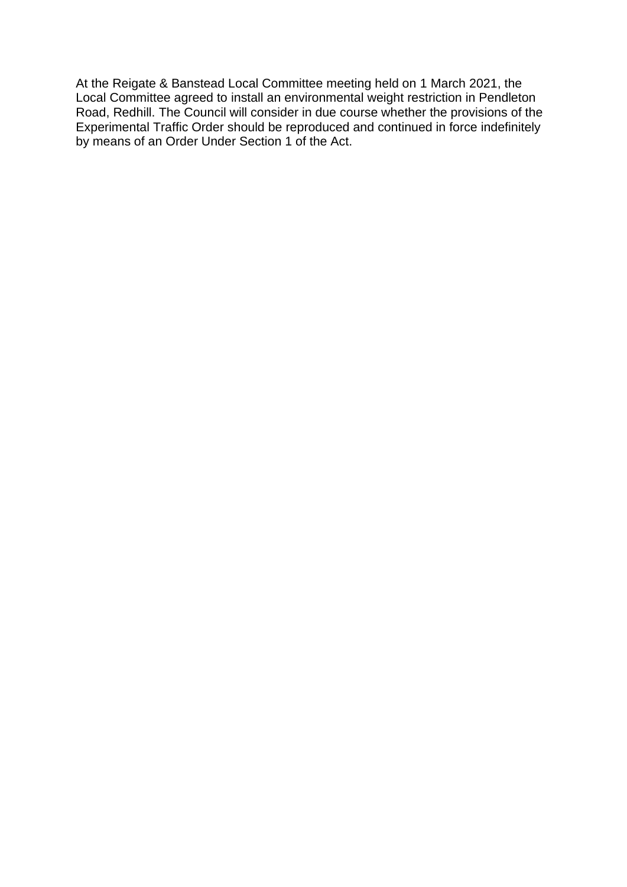At the Reigate & Banstead Local Committee meeting held on 1 March 2021, the Local Committee agreed to install an environmental weight restriction in Pendleton Road, Redhill. The Council will consider in due course whether the provisions of the Experimental Traffic Order should be reproduced and continued in force indefinitely by means of an Order Under Section 1 of the Act.